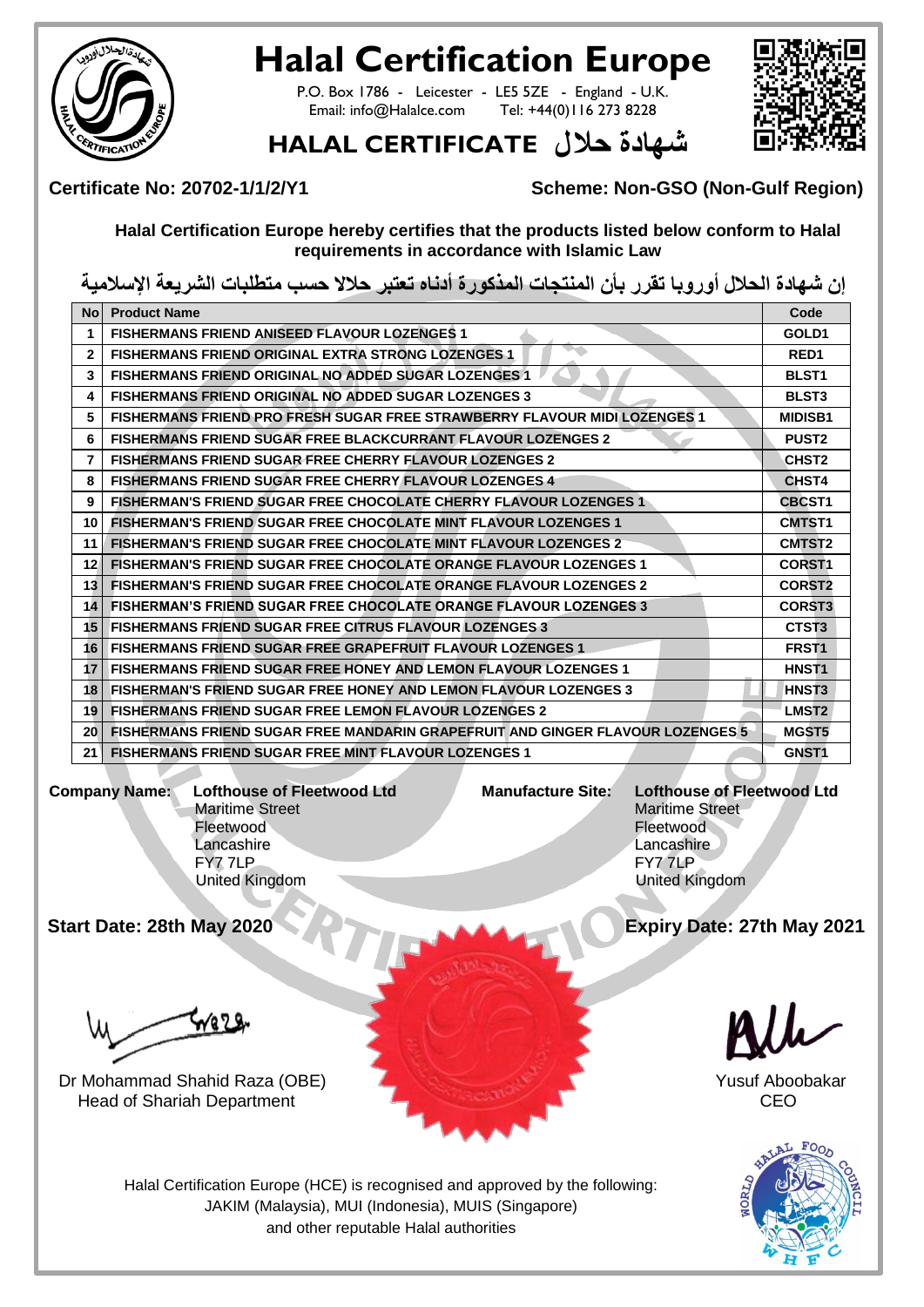# Halal Certification Europe

P.O. Box 1786 - Leicester - LE5 5ZE - England - U.K.
Email: info@Halalce.com Tel: +44(0)116 273 8228

## HALAL CERTIFICATE شهادة حلال

**Certificate No: 20702-1/1/2/Y1** **Scheme: Non-GSO (Non-Gulf Region)**

**Halal Certification Europe hereby certifies that the products listed below conform to Halal requirements in accordance with Islamic Law**

**إن شهادة الحلال أوروبا تقرر بأن المنتجات المذكورة أدناه تعتبر حلالا حسب متطلبات الشريعة الإسلامية**

| No | Product Name | Code |
|---|---|---|
| 1 | FISHERMANS FRIEND ANISEED FLAVOUR LOZENGES 1 | GOLD1 |
| 2 | FISHERMANS FRIEND ORIGINAL EXTRA STRONG LOZENGES 1 | RED1 |
| 3 | FISHERMANS FRIEND ORIGINAL NO ADDED SUGAR LOZENGES 1 | BLST1 |
| 4 | FISHERMANS FRIEND ORIGINAL NO ADDED SUGAR LOZENGES 3 | BLST3 |
| 5 | FISHERMANS FRIEND PRO FRESH SUGAR FREE STRAWBERRY FLAVOUR MIDI LOZENGES 1 | MIDISB1 |
| 6 | FISHERMANS FRIEND SUGAR FREE BLACKCURRANT FLAVOUR LOZENGES 2 | PUST2 |
| 7 | FISHERMANS FRIEND SUGAR FREE CHERRY FLAVOUR LOZENGES 2 | CHST2 |
| 8 | FISHERMANS FRIEND SUGAR FREE CHERRY FLAVOUR LOZENGES 4 | CHST4 |
| 9 | FISHERMAN'S FRIEND SUGAR FREE CHOCOLATE CHERRY FLAVOUR LOZENGES 1 | CBCST1 |
| 10 | FISHERMAN'S FRIEND SUGAR FREE CHOCOLATE MINT FLAVOUR LOZENGES 1 | CMTST1 |
| 11 | FISHERMAN'S FRIEND SUGAR FREE CHOCOLATE MINT FLAVOUR LOZENGES 2 | CMTST2 |
| 12 | FISHERMAN'S FRIEND SUGAR FREE CHOCOLATE ORANGE FLAVOUR LOZENGES 1 | CORST1 |
| 13 | FISHERMAN'S FRIEND SUGAR FREE CHOCOLATE ORANGE FLAVOUR LOZENGES 2 | CORST2 |
| 14 | FISHERMAN'S FRIEND SUGAR FREE CHOCOLATE ORANGE FLAVOUR LOZENGES 3 | CORST3 |
| 15 | FISHERMANS FRIEND SUGAR FREE CITRUS FLAVOUR LOZENGES 3 | CTST3 |
| 16 | FISHERMANS FRIEND SUGAR FREE GRAPEFRUIT FLAVOUR LOZENGES 1 | FRST1 |
| 17 | FISHERMANS FRIEND SUGAR FREE HONEY AND LEMON FLAVOUR LOZENGES 1 | HNST1 |
| 18 | FISHERMAN'S FRIEND SUGAR FREE HONEY AND LEMON FLAVOUR LOZENGES 3 | HNST3 |
| 19 | FISHERMANS FRIEND SUGAR FREE LEMON FLAVOUR LOZENGES 2 | LMST2 |
| 20 | FISHERMANS FRIEND SUGAR FREE MANDARIN GRAPEFRUIT AND GINGER FLAVOUR LOZENGES 5 | MGST5 |
| 21 | FISHERMANS FRIEND SUGAR FREE MINT FLAVOUR LOZENGES 1 | GNST1 |

**Company Name:** **Lofthouse of Fleetwood Ltd**
Maritime Street
Fleetwood
Lancashire
FY7 7LP
United Kingdom

**Manufacture Site:** **Lofthouse of Fleetwood Ltd**
Maritime Street
Fleetwood
Lancashire
FY7 7LP
United Kingdom

**Start Date: 28th May 2020** **Expiry Date: 27th May 2021**

Dr Mohammad Shahid Raza (OBE)
Head of Shariah Department

Yusuf Aboobakar
CEO

Halal Certification Europe (HCE) is recognised and approved by the following:
JAKIM (Malaysia), MUI (Indonesia), MUIS (Singapore)
and other reputable Halal authorities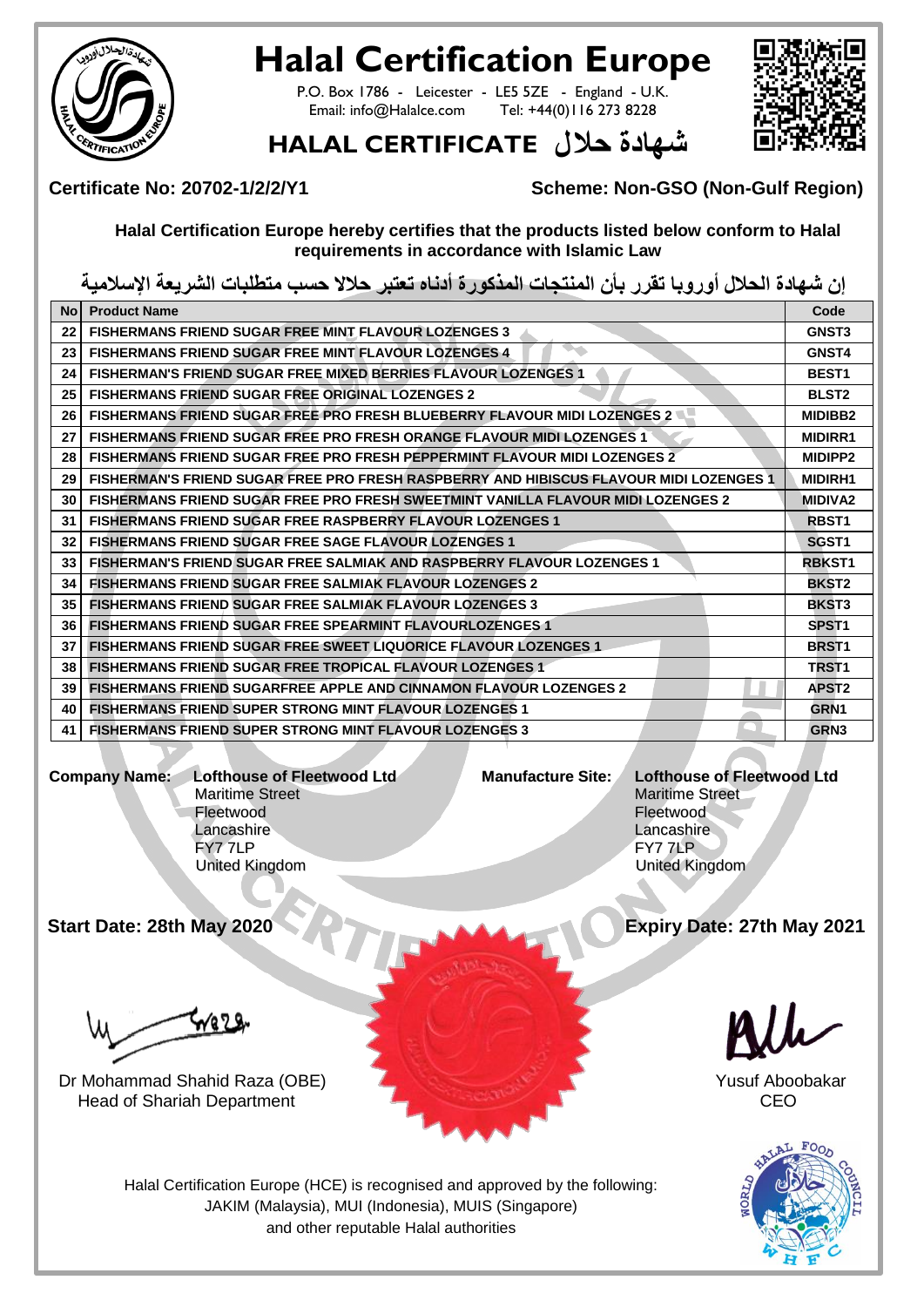# Halal Certification Europe

P.O. Box 1786 - Leicester - LE5 5ZE - England - U.K.
Email: info@Halalce.com Tel: +44(0)116 273 8228

## HALAL CERTIFICATE شهادة حلال

**Certificate No: 20702-1/2/2/Y1** **Scheme: Non-GSO (Non-Gulf Region)**

**Halal Certification Europe hereby certifies that the products listed below conform to Halal requirements in accordance with Islamic Law**

**إن شهادة الحلال أوروبا تقرر بأن المنتجات المذكورة أدناه تعتبر حلالا حسب متطلبات الشريعة الإسلامية**

| No | Product Name | Code |
|---|---|---|
| 22 | FISHERMANS FRIEND SUGAR FREE MINT FLAVOUR LOZENGES 3 | GNST3 |
| 23 | FISHERMANS FRIEND SUGAR FREE MINT FLAVOUR LOZENGES 4 | GNST4 |
| 24 | FISHERMAN'S FRIEND SUGAR FREE MIXED BERRIES FLAVOUR LOZENGES 1 | BEST1 |
| 25 | FISHERMANS FRIEND SUGAR FREE ORIGINAL LOZENGES 2 | BLST2 |
| 26 | FISHERMANS FRIEND SUGAR FREE PRO FRESH BLUEBERRY FLAVOUR MIDI LOZENGES 2 | MIDIBB2 |
| 27 | FISHERMANS FRIEND SUGAR FREE PRO FRESH ORANGE FLAVOUR MIDI LOZENGES 1 | MIDIRR1 |
| 28 | FISHERMANS FRIEND SUGAR FREE PRO FRESH PEPPERMINT FLAVOUR MIDI LOZENGES 2 | MIDIPP2 |
| 29 | FISHERMAN'S FRIEND SUGAR FREE PRO FRESH RASPBERRY AND HIBISCUS FLAVOUR MIDI LOZENGES 1 | MIDIRH1 |
| 30 | FISHERMANS FRIEND SUGAR FREE PRO FRESH SWEETMINT VANILLA FLAVOUR MIDI LOZENGES 2 | MIDIVA2 |
| 31 | FISHERMANS FRIEND SUGAR FREE RASPBERRY FLAVOUR LOZENGES 1 | RBST1 |
| 32 | FISHERMANS FRIEND SUGAR FREE SAGE FLAVOUR LOZENGES 1 | SGST1 |
| 33 | FISHERMAN'S FRIEND SUGAR FREE SALMIAK AND RASPBERRY FLAVOUR LOZENGES 1 | RBKST1 |
| 34 | FISHERMANS FRIEND SUGAR FREE SALMIAK FLAVOUR LOZENGES 2 | BKST2 |
| 35 | FISHERMANS FRIEND SUGAR FREE SALMIAK FLAVOUR LOZENGES 3 | BKST3 |
| 36 | FISHERMANS FRIEND SUGAR FREE SPEARMINT FLAVOURLOZENGES 1 | SPST1 |
| 37 | FISHERMANS FRIEND SUGAR FREE SWEET LIQUORICE FLAVOUR LOZENGES 1 | BRST1 |
| 38 | FISHERMANS FRIEND SUGAR FREE TROPICAL FLAVOUR LOZENGES 1 | TRST1 |
| 39 | FISHERMANS FRIEND SUGARFREE APPLE AND CINNAMON FLAVOUR LOZENGES 2 | APST2 |
| 40 | FISHERMANS FRIEND SUPER STRONG MINT FLAVOUR LOZENGES 1 | GRN1 |
| 41 | FISHERMANS FRIEND SUPER STRONG MINT FLAVOUR LOZENGES 3 | GRN3 |

**Company Name:** **Lofthouse of Fleetwood Ltd**
Maritime Street
Fleetwood
Lancashire
FY7 7LP
United Kingdom

**Manufacture Site:** **Lofthouse of Fleetwood Ltd**
Maritime Street
Fleetwood
Lancashire
FY7 7LP
United Kingdom

**Start Date: 28th May 2020** **Expiry Date: 27th May 2021**

Dr Mohammad Shahid Raza (OBE)
Head of Shariah Department

Yusuf Aboobakar
CEO

Halal Certification Europe (HCE) is recognised and approved by the following:
JAKIM (Malaysia), MUI (Indonesia), MUIS (Singapore)
and other reputable Halal authorities